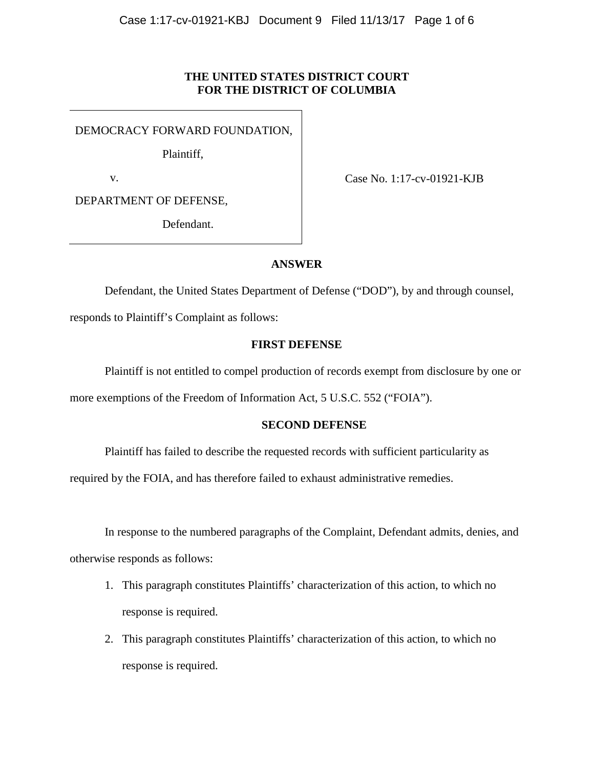# THE UNITED STATES DISTRICT COURT FOR THE DISTRICT OF COLUMBIA

| | |
|---|---|
| DEMOCRACY FORWARD FOUNDATION,<br><br>Plaintiff,<br><br>v.<br><br>DEPARTMENT OF DEFENSE,<br><br>Defendant. | Case No. 1:17-cv-01921-KJB |

## ANSWER

Defendant, the United States Department of Defense ("DOD"), by and through counsel, responds to Plaintiff's Complaint as follows:

### FIRST DEFENSE

Plaintiff is not entitled to compel production of records exempt from disclosure by one or more exemptions of the Freedom of Information Act, 5 U.S.C. 552 ("FOIA").

### SECOND DEFENSE

Plaintiff has failed to describe the requested records with sufficient particularity as required by the FOIA, and has therefore failed to exhaust administrative remedies.

In response to the numbered paragraphs of the Complaint, Defendant admits, denies, and otherwise responds as follows:

1. This paragraph constitutes Plaintiffs' characterization of this action, to which no response is required.
2. This paragraph constitutes Plaintiffs' characterization of this action, to which no response is required.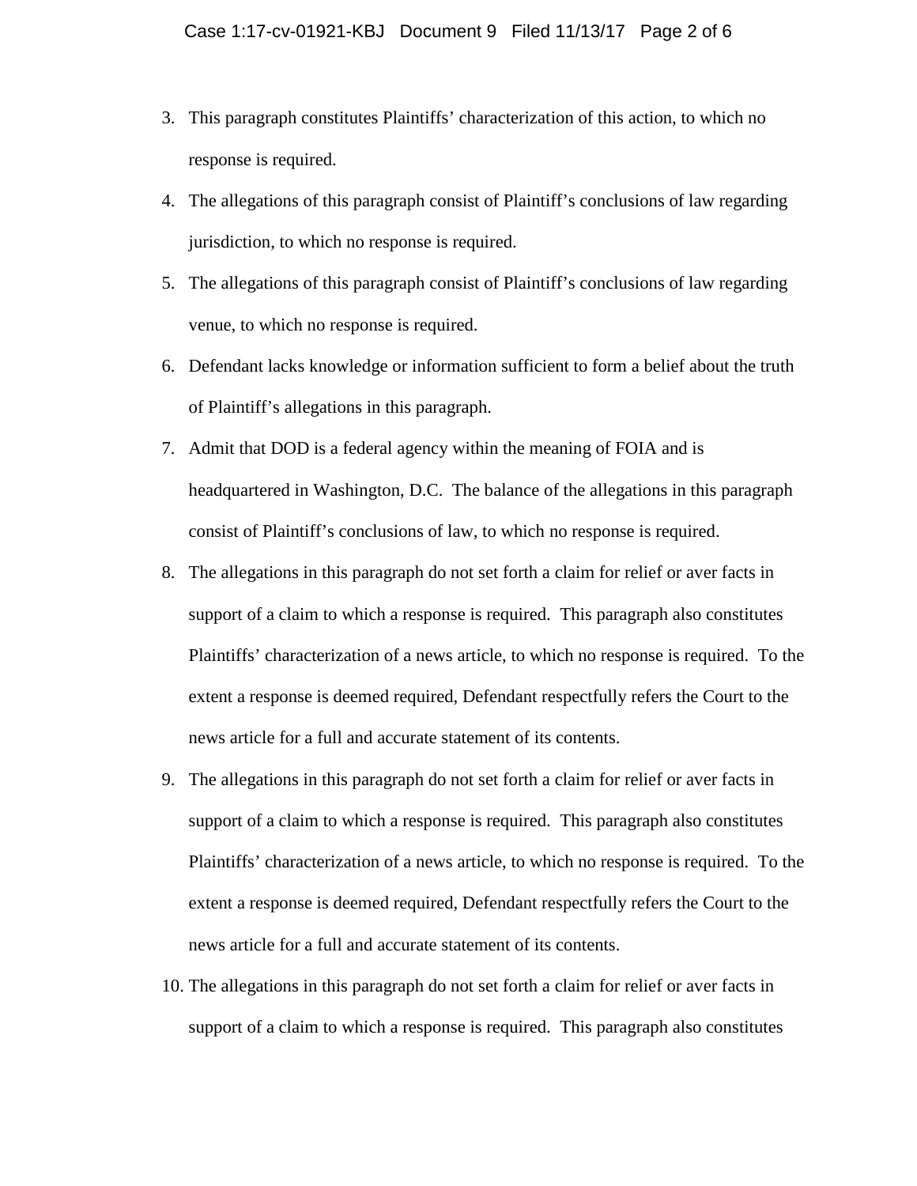3. This paragraph constitutes Plaintiffs' characterization of this action, to which no response is required.

4. The allegations of this paragraph consist of Plaintiff's conclusions of law regarding jurisdiction, to which no response is required.

5. The allegations of this paragraph consist of Plaintiff's conclusions of law regarding venue, to which no response is required.

6. Defendant lacks knowledge or information sufficient to form a belief about the truth of Plaintiff's allegations in this paragraph.

7. Admit that DOD is a federal agency within the meaning of FOIA and is headquartered in Washington, D.C. The balance of the allegations in this paragraph consist of Plaintiff's conclusions of law, to which no response is required.

8. The allegations in this paragraph do not set forth a claim for relief or aver facts in support of a claim to which a response is required. This paragraph also constitutes Plaintiffs' characterization of a news article, to which no response is required. To the extent a response is deemed required, Defendant respectfully refers the Court to the news article for a full and accurate statement of its contents.

9. The allegations in this paragraph do not set forth a claim for relief or aver facts in support of a claim to which a response is required. This paragraph also constitutes Plaintiffs' characterization of a news article, to which no response is required. To the extent a response is deemed required, Defendant respectfully refers the Court to the news article for a full and accurate statement of its contents.

10. The allegations in this paragraph do not set forth a claim for relief or aver facts in support of a claim to which a response is required. This paragraph also constitutes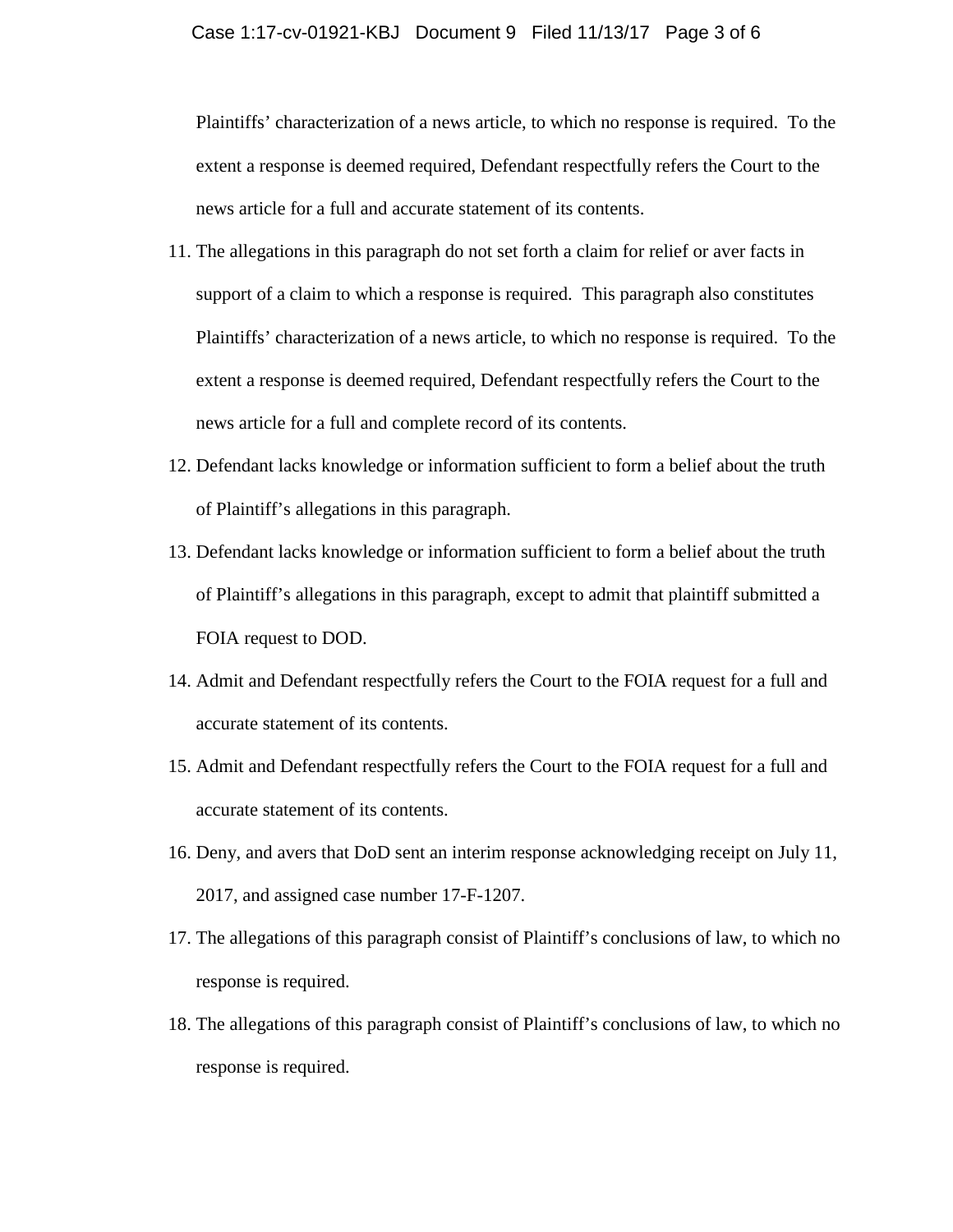Plaintiffs' characterization of a news article, to which no response is required. To the extent a response is deemed required, Defendant respectfully refers the Court to the news article for a full and accurate statement of its contents.

11. The allegations in this paragraph do not set forth a claim for relief or aver facts in support of a claim to which a response is required. This paragraph also constitutes Plaintiffs' characterization of a news article, to which no response is required. To the extent a response is deemed required, Defendant respectfully refers the Court to the news article for a full and complete record of its contents.
12. Defendant lacks knowledge or information sufficient to form a belief about the truth of Plaintiff's allegations in this paragraph.
13. Defendant lacks knowledge or information sufficient to form a belief about the truth of Plaintiff's allegations in this paragraph, except to admit that plaintiff submitted a FOIA request to DOD.
14. Admit and Defendant respectfully refers the Court to the FOIA request for a full and accurate statement of its contents.
15. Admit and Defendant respectfully refers the Court to the FOIA request for a full and accurate statement of its contents.
16. Deny, and avers that DoD sent an interim response acknowledging receipt on July 11, 2017, and assigned case number 17-F-1207.
17. The allegations of this paragraph consist of Plaintiff's conclusions of law, to which no response is required.
18. The allegations of this paragraph consist of Plaintiff's conclusions of law, to which no response is required.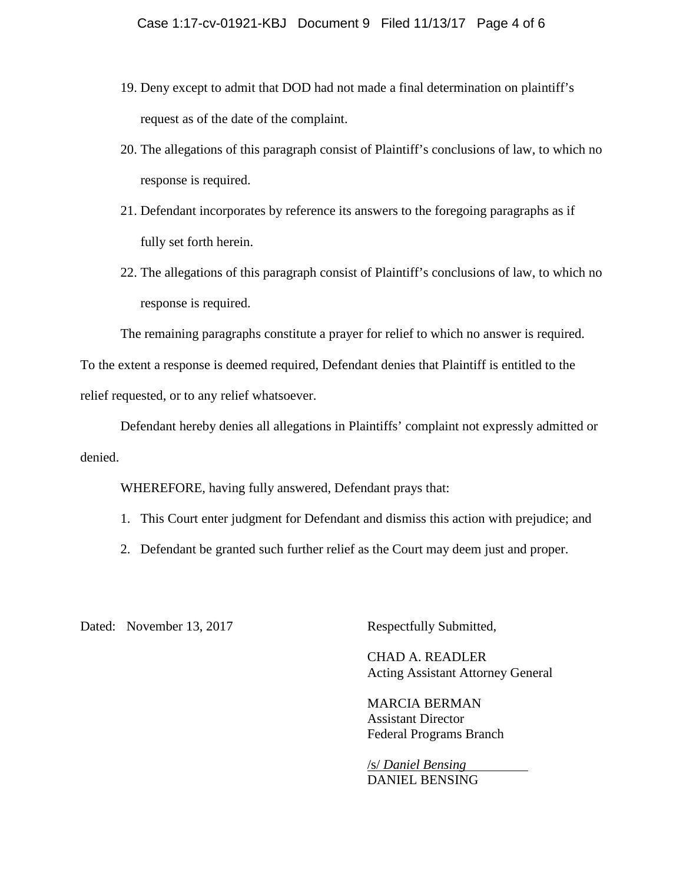19. Deny except to admit that DOD had not made a final determination on plaintiff's request as of the date of the complaint.

20. The allegations of this paragraph consist of Plaintiff's conclusions of law, to which no response is required.

21. Defendant incorporates by reference its answers to the foregoing paragraphs as if fully set forth herein.

22. The allegations of this paragraph consist of Plaintiff's conclusions of law, to which no response is required.

The remaining paragraphs constitute a prayer for relief to which no answer is required. To the extent a response is deemed required, Defendant denies that Plaintiff is entitled to the relief requested, or to any relief whatsoever.

Defendant hereby denies all allegations in Plaintiffs' complaint not expressly admitted or denied.

WHEREFORE, having fully answered, Defendant prays that:

1. This Court enter judgment for Defendant and dismiss this action with prejudice; and
2. Defendant be granted such further relief as the Court may deem just and proper.

Dated: November 13, 2017

Respectfully Submitted,

CHAD A. READLER
Acting Assistant Attorney General

MARCIA BERMAN
Assistant Director
Federal Programs Branch

/s/ *Daniel Bensing*
DANIEL BENSING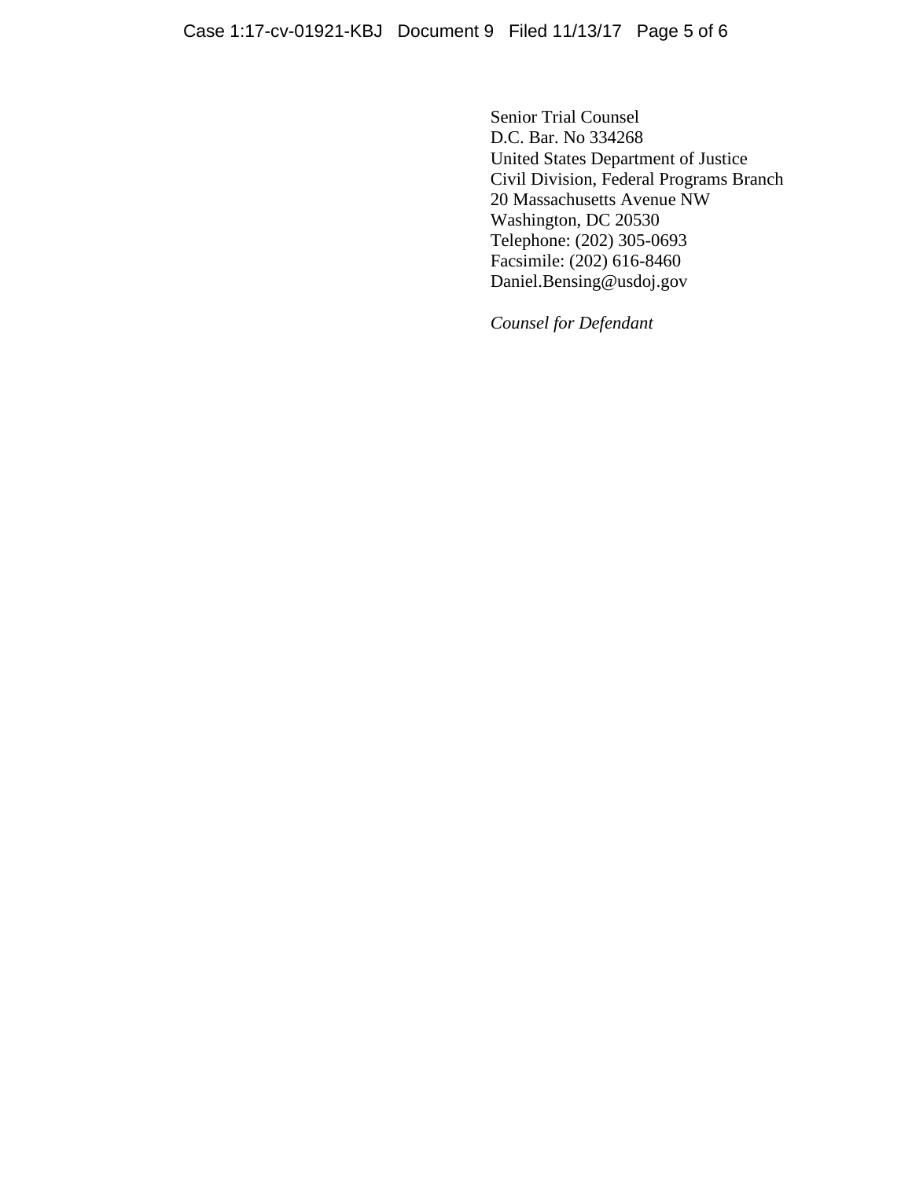Senior Trial Counsel  
D.C. Bar. No 334268  
United States Department of Justice  
Civil Division, Federal Programs Branch  
20 Massachusetts Avenue NW  
Washington, DC 20530  
Telephone: (202) 305-0693  
Facsimile: (202) 616-8460  
Daniel.Bensing@usdoj.gov

*Counsel for Defendant*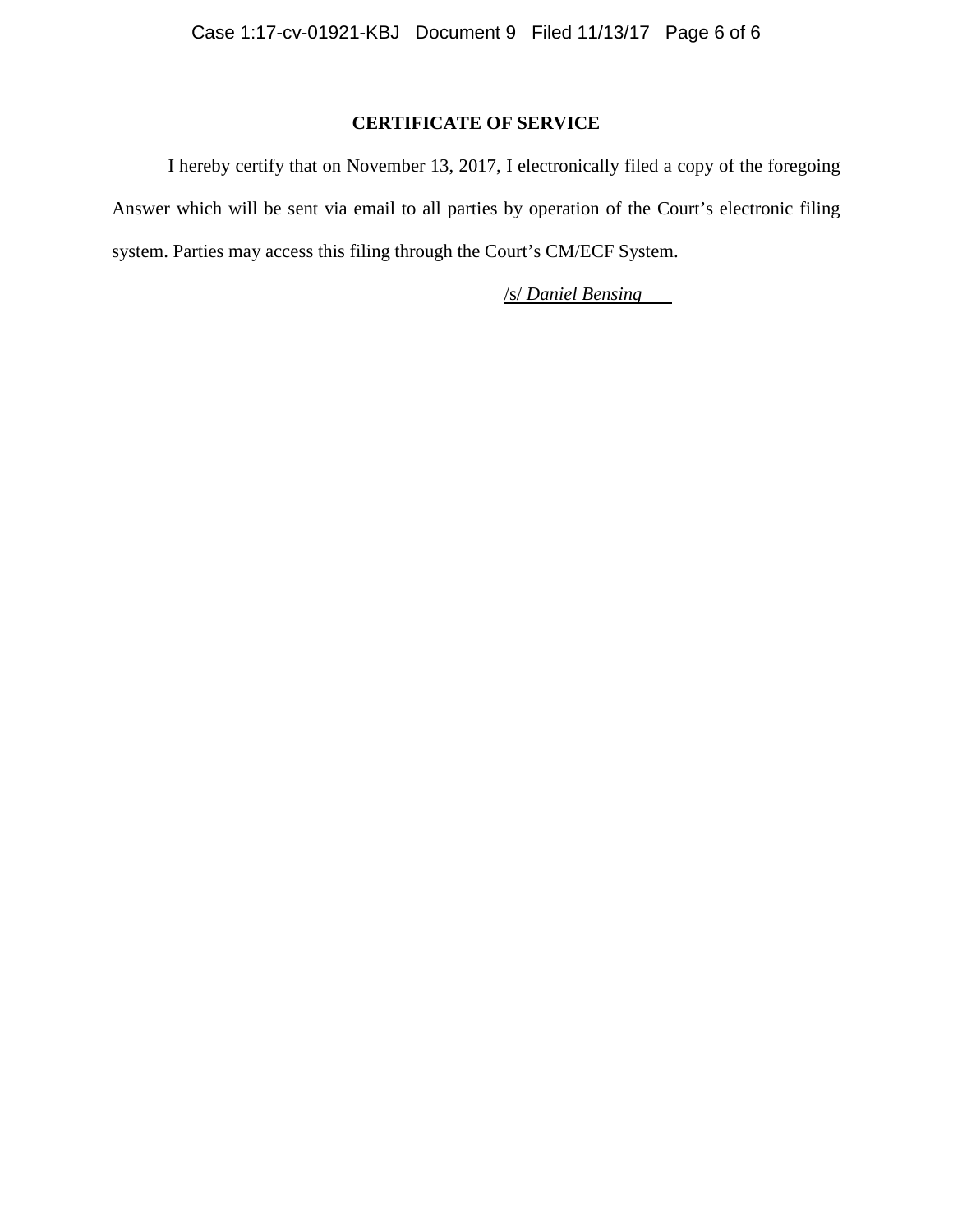## CERTIFICATE OF SERVICE

I hereby certify that on November 13, 2017, I electronically filed a copy of the foregoing Answer which will be sent via email to all parties by operation of the Court's electronic filing system. Parties may access this filing through the Court's CM/ECF System.

/s/ *Daniel Bensing*